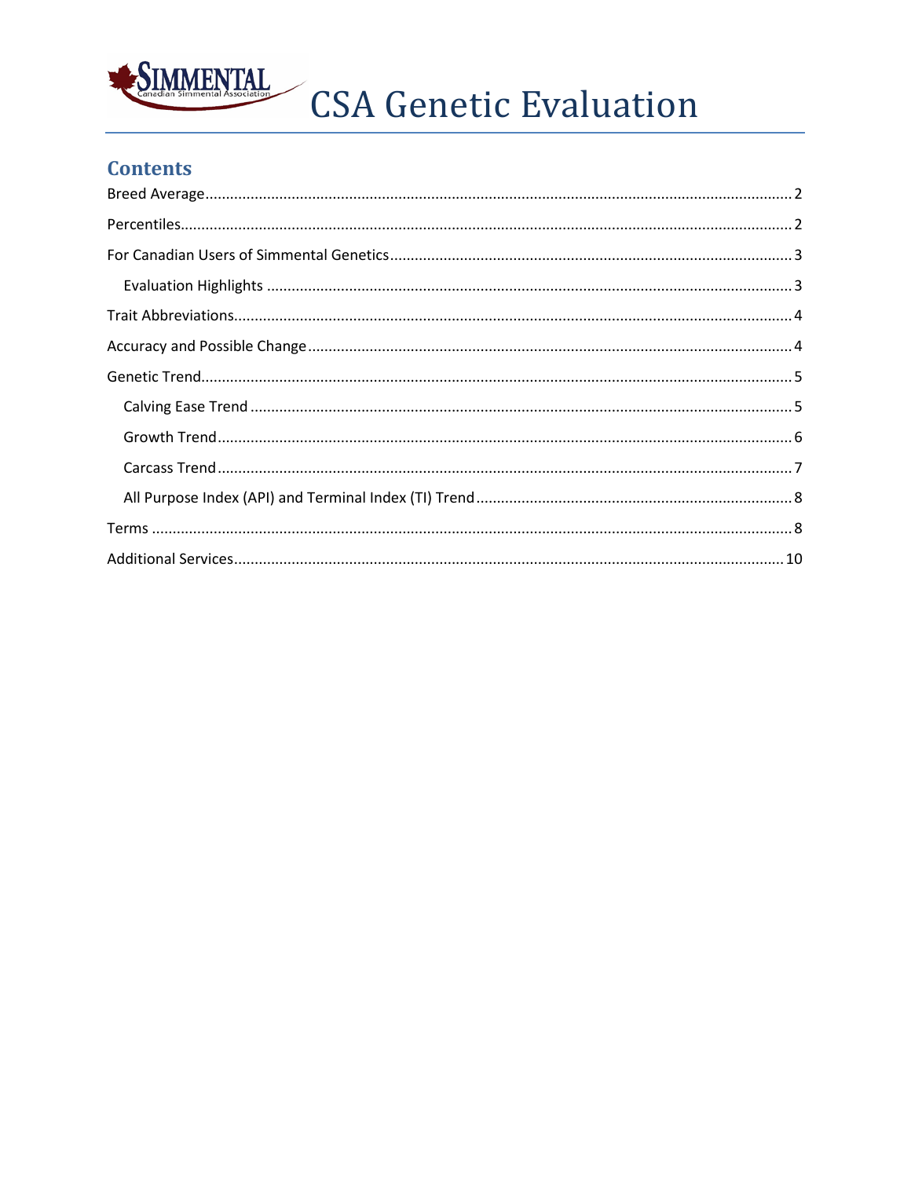# CSA Genetic Evaluation

## Contents

Breed Average ........ 2

Percentiles ........ 2

For Canadian Users of Simmental Genetics ........ 3

- Evaluation Highlights ........ 3

Trait Abbreviations ........ 4

Accuracy and Possible Change ........ 4

Genetic Trend ........ 5

- Calving Ease Trend ........ 5
- Growth Trend ........ 6
- Carcass Trend ........ 7
- All Purpose Index (API) and Terminal Index (TI) Trend ........ 8

Terms ........ 8

Additional Services ........ 10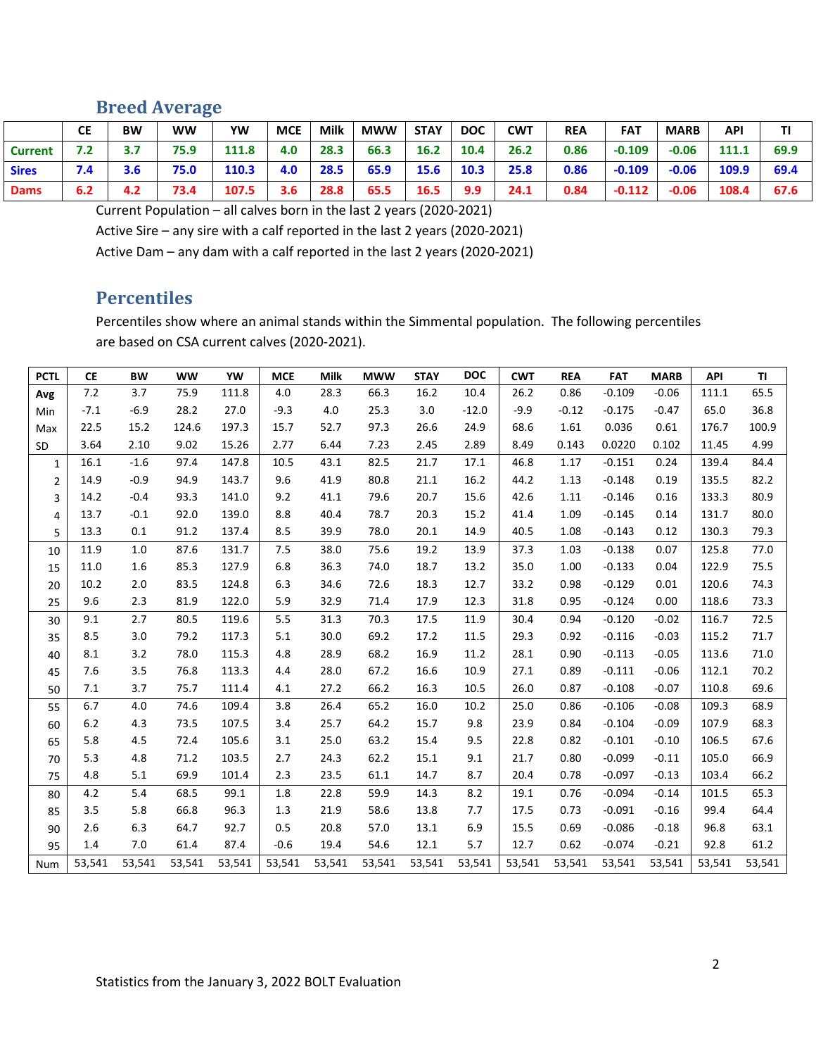## Breed Average

| | CE | BW | WW | YW | MCE | Milk | MWW | STAY | DOC | CWT | REA | FAT | MARB | API | TI |
|---|---|---|---|---|---|---|---|---|---|---|---|---|---|---|---|
| **Current** | **7.2** | **3.7** | **75.9** | **111.8** | **4.0** | **28.3** | **66.3** | **16.2** | **10.4** | **26.2** | **0.86** | **-0.109** | **-0.06** | **111.1** | **69.9** |
| **Sires** | **7.4** | **3.6** | **75.0** | **110.3** | **4.0** | **28.5** | **65.9** | **15.6** | **10.3** | **25.8** | **0.86** | **-0.109** | **-0.06** | **109.9** | **69.4** |
| **Dams** | **6.2** | **4.2** | **73.4** | **107.5** | **3.6** | **28.8** | **65.5** | **16.5** | **9.9** | **24.1** | **0.84** | **-0.112** | **-0.06** | **108.4** | **67.6** |

Current Population – all calves born in the last 2 years (2020-2021)

Active Sire – any sire with a calf reported in the last 2 years (2020-2021)

Active Dam – any dam with a calf reported in the last 2 years (2020-2021)

## Percentiles

Percentiles show where an animal stands within the Simmental population. The following percentiles are based on CSA current calves (2020-2021).

| PCTL | CE | BW | WW | YW | MCE | Milk | MWW | STAY | DOC | CWT | REA | FAT | MARB | API | TI |
|---|---|---|---|---|---|---|---|---|---|---|---|---|---|---|---|
| **Avg** | 7.2 | 3.7 | 75.9 | 111.8 | 4.0 | 28.3 | 66.3 | 16.2 | 10.4 | 26.2 | 0.86 | -0.109 | -0.06 | 111.1 | 65.5 |
| Min | -7.1 | -6.9 | 28.2 | 27.0 | -9.3 | 4.0 | 25.3 | 3.0 | -12.0 | -9.9 | -0.12 | -0.175 | -0.47 | 65.0 | 36.8 |
| Max | 22.5 | 15.2 | 124.6 | 197.3 | 15.7 | 52.7 | 97.3 | 26.6 | 24.9 | 68.6 | 1.61 | 0.036 | 0.61 | 176.7 | 100.9 |
| SD | 3.64 | 2.10 | 9.02 | 15.26 | 2.77 | 6.44 | 7.23 | 2.45 | 2.89 | 8.49 | 0.143 | 0.0220 | 0.102 | 11.45 | 4.99 |
| 1 | 16.1 | -1.6 | 97.4 | 147.8 | 10.5 | 43.1 | 82.5 | 21.7 | 17.1 | 46.8 | 1.17 | -0.151 | 0.24 | 139.4 | 84.4 |
| 2 | 14.9 | -0.9 | 94.9 | 143.7 | 9.6 | 41.9 | 80.8 | 21.1 | 16.2 | 44.2 | 1.13 | -0.148 | 0.19 | 135.5 | 82.2 |
| 3 | 14.2 | -0.4 | 93.3 | 141.0 | 9.2 | 41.1 | 79.6 | 20.7 | 15.6 | 42.6 | 1.11 | -0.146 | 0.16 | 133.3 | 80.9 |
| 4 | 13.7 | -0.1 | 92.0 | 139.0 | 8.8 | 40.4 | 78.7 | 20.3 | 15.2 | 41.4 | 1.09 | -0.145 | 0.14 | 131.7 | 80.0 |
| 5 | 13.3 | 0.1 | 91.2 | 137.4 | 8.5 | 39.9 | 78.0 | 20.1 | 14.9 | 40.5 | 1.08 | -0.143 | 0.12 | 130.3 | 79.3 |
| 10 | 11.9 | 1.0 | 87.6 | 131.7 | 7.5 | 38.0 | 75.6 | 19.2 | 13.9 | 37.3 | 1.03 | -0.138 | 0.07 | 125.8 | 77.0 |
| 15 | 11.0 | 1.6 | 85.3 | 127.9 | 6.8 | 36.3 | 74.0 | 18.7 | 13.2 | 35.0 | 1.00 | -0.133 | 0.04 | 122.9 | 75.5 |
| 20 | 10.2 | 2.0 | 83.5 | 124.8 | 6.3 | 34.6 | 72.6 | 18.3 | 12.7 | 33.2 | 0.98 | -0.129 | 0.01 | 120.6 | 74.3 |
| 25 | 9.6 | 2.3 | 81.9 | 122.0 | 5.9 | 32.9 | 71.4 | 17.9 | 12.3 | 31.8 | 0.95 | -0.124 | 0.00 | 118.6 | 73.3 |
| 30 | 9.1 | 2.7 | 80.5 | 119.6 | 5.5 | 31.3 | 70.3 | 17.5 | 11.9 | 30.4 | 0.94 | -0.120 | -0.02 | 116.7 | 72.5 |
| 35 | 8.5 | 3.0 | 79.2 | 117.3 | 5.1 | 30.0 | 69.2 | 17.2 | 11.5 | 29.3 | 0.92 | -0.116 | -0.03 | 115.2 | 71.7 |
| 40 | 8.1 | 3.2 | 78.0 | 115.3 | 4.8 | 28.9 | 68.2 | 16.9 | 11.2 | 28.1 | 0.90 | -0.113 | -0.05 | 113.6 | 71.0 |
| 45 | 7.6 | 3.5 | 76.8 | 113.3 | 4.4 | 28.0 | 67.2 | 16.6 | 10.9 | 27.1 | 0.89 | -0.111 | -0.06 | 112.1 | 70.2 |
| 50 | 7.1 | 3.7 | 75.7 | 111.4 | 4.1 | 27.2 | 66.2 | 16.3 | 10.5 | 26.0 | 0.87 | -0.108 | -0.07 | 110.8 | 69.6 |
| 55 | 6.7 | 4.0 | 74.6 | 109.4 | 3.8 | 26.4 | 65.2 | 16.0 | 10.2 | 25.0 | 0.86 | -0.106 | -0.08 | 109.3 | 68.9 |
| 60 | 6.2 | 4.3 | 73.5 | 107.5 | 3.4 | 25.7 | 64.2 | 15.7 | 9.8 | 23.9 | 0.84 | -0.104 | -0.09 | 107.9 | 68.3 |
| 65 | 5.8 | 4.5 | 72.4 | 105.6 | 3.1 | 25.0 | 63.2 | 15.4 | 9.5 | 22.8 | 0.82 | -0.101 | -0.10 | 106.5 | 67.6 |
| 70 | 5.3 | 4.8 | 71.2 | 103.5 | 2.7 | 24.3 | 62.2 | 15.1 | 9.1 | 21.7 | 0.80 | -0.099 | -0.11 | 105.0 | 66.9 |
| 75 | 4.8 | 5.1 | 69.9 | 101.4 | 2.3 | 23.5 | 61.1 | 14.7 | 8.7 | 20.4 | 0.78 | -0.097 | -0.13 | 103.4 | 66.2 |
| 80 | 4.2 | 5.4 | 68.5 | 99.1 | 1.8 | 22.8 | 59.9 | 14.3 | 8.2 | 19.1 | 0.76 | -0.094 | -0.14 | 101.5 | 65.3 |
| 85 | 3.5 | 5.8 | 66.8 | 96.3 | 1.3 | 21.9 | 58.6 | 13.8 | 7.7 | 17.5 | 0.73 | -0.091 | -0.16 | 99.4 | 64.4 |
| 90 | 2.6 | 6.3 | 64.7 | 92.7 | 0.5 | 20.8 | 57.0 | 13.1 | 6.9 | 15.5 | 0.69 | -0.086 | -0.18 | 96.8 | 63.1 |
| 95 | 1.4 | 7.0 | 61.4 | 87.4 | -0.6 | 19.4 | 54.6 | 12.1 | 5.7 | 12.7 | 0.62 | -0.074 | -0.21 | 92.8 | 61.2 |
| Num | 53,541 | 53,541 | 53,541 | 53,541 | 53,541 | 53,541 | 53,541 | 53,541 | 53,541 | 53,541 | 53,541 | 53,541 | 53,541 | 53,541 | 53,541 |

Statistics from the January 3, 2022 BOLT Evaluation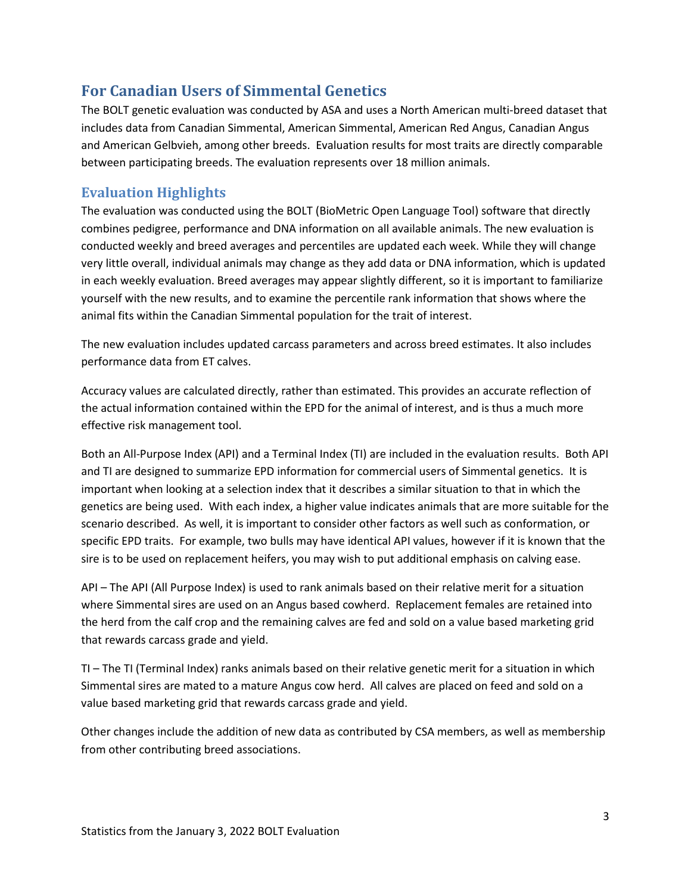## For Canadian Users of Simmental Genetics

The BOLT genetic evaluation was conducted by ASA and uses a North American multi-breed dataset that includes data from Canadian Simmental, American Simmental, American Red Angus, Canadian Angus and American Gelbvieh, among other breeds. Evaluation results for most traits are directly comparable between participating breeds. The evaluation represents over 18 million animals.

### Evaluation Highlights

The evaluation was conducted using the BOLT (BioMetric Open Language Tool) software that directly combines pedigree, performance and DNA information on all available animals. The new evaluation is conducted weekly and breed averages and percentiles are updated each week. While they will change very little overall, individual animals may change as they add data or DNA information, which is updated in each weekly evaluation. Breed averages may appear slightly different, so it is important to familiarize yourself with the new results, and to examine the percentile rank information that shows where the animal fits within the Canadian Simmental population for the trait of interest.

The new evaluation includes updated carcass parameters and across breed estimates. It also includes performance data from ET calves.

Accuracy values are calculated directly, rather than estimated. This provides an accurate reflection of the actual information contained within the EPD for the animal of interest, and is thus a much more effective risk management tool.

Both an All-Purpose Index (API) and a Terminal Index (TI) are included in the evaluation results. Both API and TI are designed to summarize EPD information for commercial users of Simmental genetics. It is important when looking at a selection index that it describes a similar situation to that in which the genetics are being used. With each index, a higher value indicates animals that are more suitable for the scenario described. As well, it is important to consider other factors as well such as conformation, or specific EPD traits. For example, two bulls may have identical API values, however if it is known that the sire is to be used on replacement heifers, you may wish to put additional emphasis on calving ease.

API – The API (All Purpose Index) is used to rank animals based on their relative merit for a situation where Simmental sires are used on an Angus based cowherd. Replacement females are retained into the herd from the calf crop and the remaining calves are fed and sold on a value based marketing grid that rewards carcass grade and yield.

TI – The TI (Terminal Index) ranks animals based on their relative genetic merit for a situation in which Simmental sires are mated to a mature Angus cow herd. All calves are placed on feed and sold on a value based marketing grid that rewards carcass grade and yield.

Other changes include the addition of new data as contributed by CSA members, as well as membership from other contributing breed associations.

Statistics from the January 3, 2022 BOLT Evaluation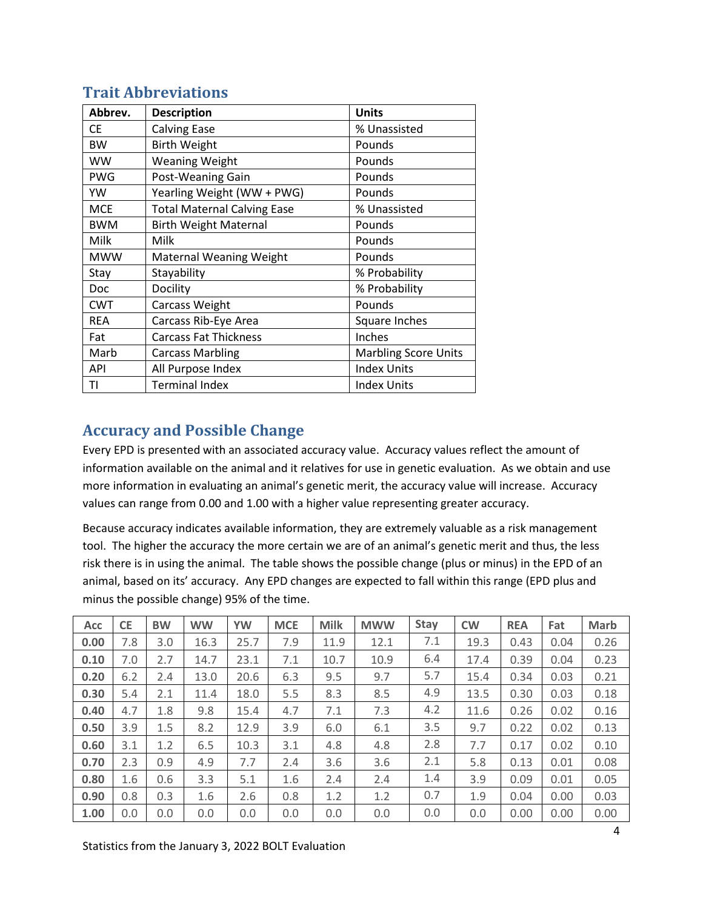## Trait Abbreviations

| Abbrev. | Description | Units |
|---|---|---|
| CE | Calving Ease | % Unassisted |
| BW | Birth Weight | Pounds |
| WW | Weaning Weight | Pounds |
| PWG | Post-Weaning Gain | Pounds |
| YW | Yearling Weight (WW + PWG) | Pounds |
| MCE | Total Maternal Calving Ease | % Unassisted |
| BWM | Birth Weight Maternal | Pounds |
| Milk | Milk | Pounds |
| MWW | Maternal Weaning Weight | Pounds |
| Stay | Stayability | % Probability |
| Doc | Docility | % Probability |
| CWT | Carcass Weight | Pounds |
| REA | Carcass Rib-Eye Area | Square Inches |
| Fat | Carcass Fat Thickness | Inches |
| Marb | Carcass Marbling | Marbling Score Units |
| API | All Purpose Index | Index Units |
| TI | Terminal Index | Index Units |

## Accuracy and Possible Change

Every EPD is presented with an associated accuracy value. Accuracy values reflect the amount of information available on the animal and it relatives for use in genetic evaluation. As we obtain and use more information in evaluating an animal's genetic merit, the accuracy value will increase. Accuracy values can range from 0.00 and 1.00 with a higher value representing greater accuracy.

Because accuracy indicates available information, they are extremely valuable as a risk management tool. The higher the accuracy the more certain we are of an animal's genetic merit and thus, the less risk there is in using the animal. The table shows the possible change (plus or minus) in the EPD of an animal, based on its' accuracy. Any EPD changes are expected to fall within this range (EPD plus and minus the possible change) 95% of the time.

| Acc | CE | BW | WW | YW | MCE | Milk | MWW | Stay | CW | REA | Fat | Marb |
|---|---|---|---|---|---|---|---|---|---|---|---|---|
| **0.00** | 7.8 | 3.0 | 16.3 | 25.7 | 7.9 | 11.9 | 12.1 | 7.1 | 19.3 | 0.43 | 0.04 | 0.26 |
| **0.10** | 7.0 | 2.7 | 14.7 | 23.1 | 7.1 | 10.7 | 10.9 | 6.4 | 17.4 | 0.39 | 0.04 | 0.23 |
| **0.20** | 6.2 | 2.4 | 13.0 | 20.6 | 6.3 | 9.5 | 9.7 | 5.7 | 15.4 | 0.34 | 0.03 | 0.21 |
| **0.30** | 5.4 | 2.1 | 11.4 | 18.0 | 5.5 | 8.3 | 8.5 | 4.9 | 13.5 | 0.30 | 0.03 | 0.18 |
| **0.40** | 4.7 | 1.8 | 9.8 | 15.4 | 4.7 | 7.1 | 7.3 | 4.2 | 11.6 | 0.26 | 0.02 | 0.16 |
| **0.50** | 3.9 | 1.5 | 8.2 | 12.9 | 3.9 | 6.0 | 6.1 | 3.5 | 9.7 | 0.22 | 0.02 | 0.13 |
| **0.60** | 3.1 | 1.2 | 6.5 | 10.3 | 3.1 | 4.8 | 4.8 | 2.8 | 7.7 | 0.17 | 0.02 | 0.10 |
| **0.70** | 2.3 | 0.9 | 4.9 | 7.7 | 2.4 | 3.6 | 3.6 | 2.1 | 5.8 | 0.13 | 0.01 | 0.08 |
| **0.80** | 1.6 | 0.6 | 3.3 | 5.1 | 1.6 | 2.4 | 2.4 | 1.4 | 3.9 | 0.09 | 0.01 | 0.05 |
| **0.90** | 0.8 | 0.3 | 1.6 | 2.6 | 0.8 | 1.2 | 1.2 | 0.7 | 1.9 | 0.04 | 0.00 | 0.03 |
| **1.00** | 0.0 | 0.0 | 0.0 | 0.0 | 0.0 | 0.0 | 0.0 | 0.0 | 0.0 | 0.00 | 0.00 | 0.00 |

Statistics from the January 3, 2022 BOLT Evaluation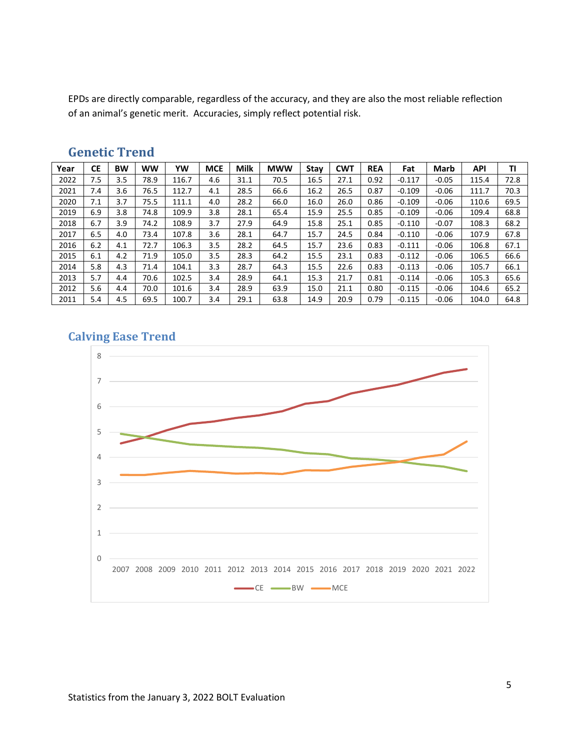EPDs are directly comparable, regardless of the accuracy, and they are also the most reliable reflection of an animal's genetic merit. Accuracies, simply reflect potential risk.

## Genetic Trend

| Year | CE | BW | WW | YW | MCE | Milk | MWW | Stay | CWT | REA | Fat | Marb | API | TI |
|---|---|---|---|---|---|---|---|---|---|---|---|---|---|---|
| 2022 | 7.5 | 3.5 | 78.9 | 116.7 | 4.6 | 31.1 | 70.5 | 16.5 | 27.1 | 0.92 | -0.117 | -0.05 | 115.4 | 72.8 |
| 2021 | 7.4 | 3.6 | 76.5 | 112.7 | 4.1 | 28.5 | 66.6 | 16.2 | 26.5 | 0.87 | -0.109 | -0.06 | 111.7 | 70.3 |
| 2020 | 7.1 | 3.7 | 75.5 | 111.1 | 4.0 | 28.2 | 66.0 | 16.0 | 26.0 | 0.86 | -0.109 | -0.06 | 110.6 | 69.5 |
| 2019 | 6.9 | 3.8 | 74.8 | 109.9 | 3.8 | 28.1 | 65.4 | 15.9 | 25.5 | 0.85 | -0.109 | -0.06 | 109.4 | 68.8 |
| 2018 | 6.7 | 3.9 | 74.2 | 108.9 | 3.7 | 27.9 | 64.9 | 15.8 | 25.1 | 0.85 | -0.110 | -0.07 | 108.3 | 68.2 |
| 2017 | 6.5 | 4.0 | 73.4 | 107.8 | 3.6 | 28.1 | 64.7 | 15.7 | 24.5 | 0.84 | -0.110 | -0.06 | 107.9 | 67.8 |
| 2016 | 6.2 | 4.1 | 72.7 | 106.3 | 3.5 | 28.2 | 64.5 | 15.7 | 23.6 | 0.83 | -0.111 | -0.06 | 106.8 | 67.1 |
| 2015 | 6.1 | 4.2 | 71.9 | 105.0 | 3.5 | 28.3 | 64.2 | 15.5 | 23.1 | 0.83 | -0.112 | -0.06 | 106.5 | 66.6 |
| 2014 | 5.8 | 4.3 | 71.4 | 104.1 | 3.3 | 28.7 | 64.3 | 15.5 | 22.6 | 0.83 | -0.113 | -0.06 | 105.7 | 66.1 |
| 2013 | 5.7 | 4.4 | 70.6 | 102.5 | 3.4 | 28.9 | 64.1 | 15.3 | 21.7 | 0.81 | -0.114 | -0.06 | 105.3 | 65.6 |
| 2012 | 5.6 | 4.4 | 70.0 | 101.6 | 3.4 | 28.9 | 63.9 | 15.0 | 21.1 | 0.80 | -0.115 | -0.06 | 104.6 | 65.2 |
| 2011 | 5.4 | 4.5 | 69.5 | 100.7 | 3.4 | 29.1 | 63.8 | 14.9 | 20.9 | 0.79 | -0.115 | -0.06 | 104.0 | 64.8 |

## Calving Ease Trend

Statistics from the January 3, 2022 BOLT Evaluation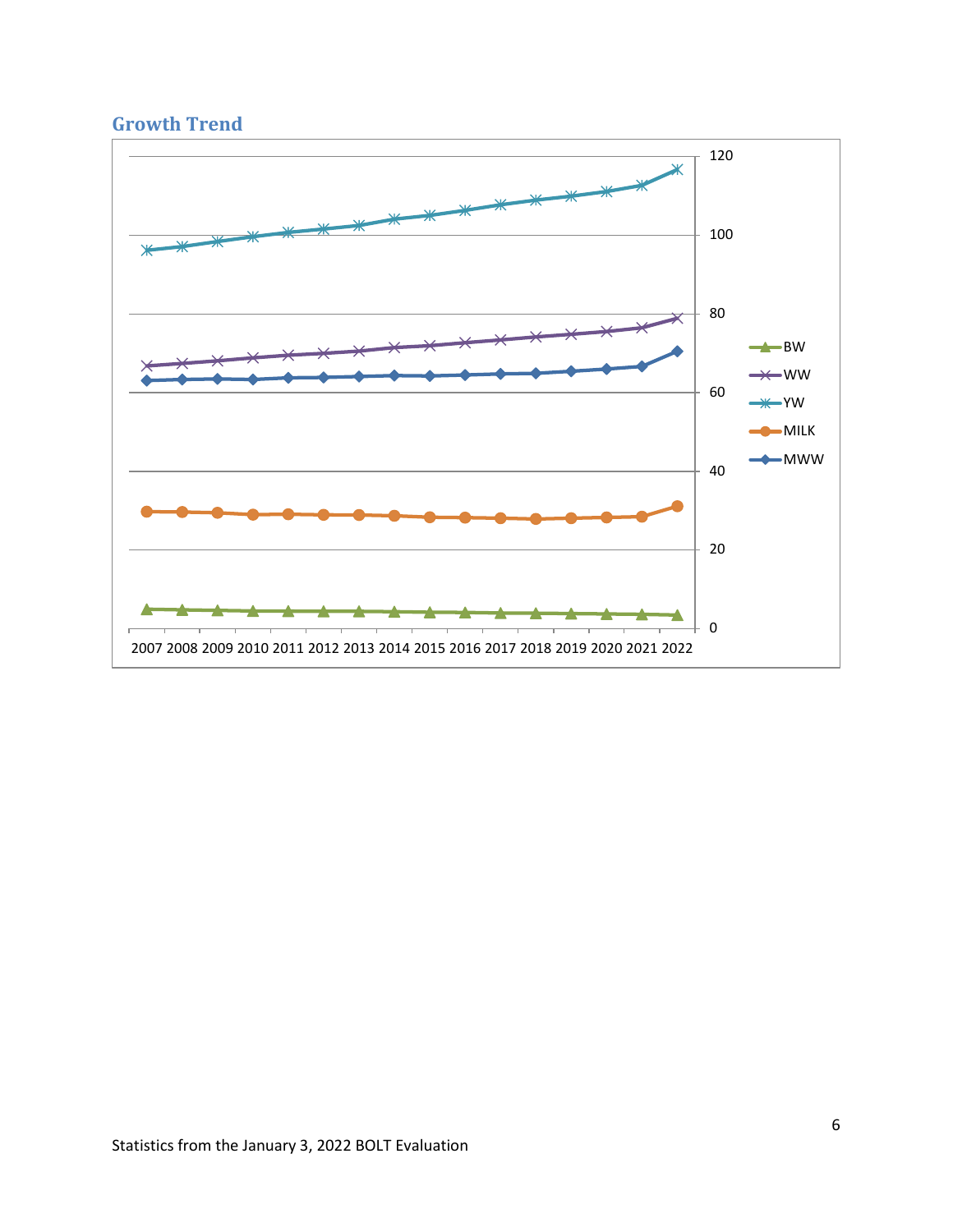## Growth Trend

Statistics from the January 3, 2022 BOLT Evaluation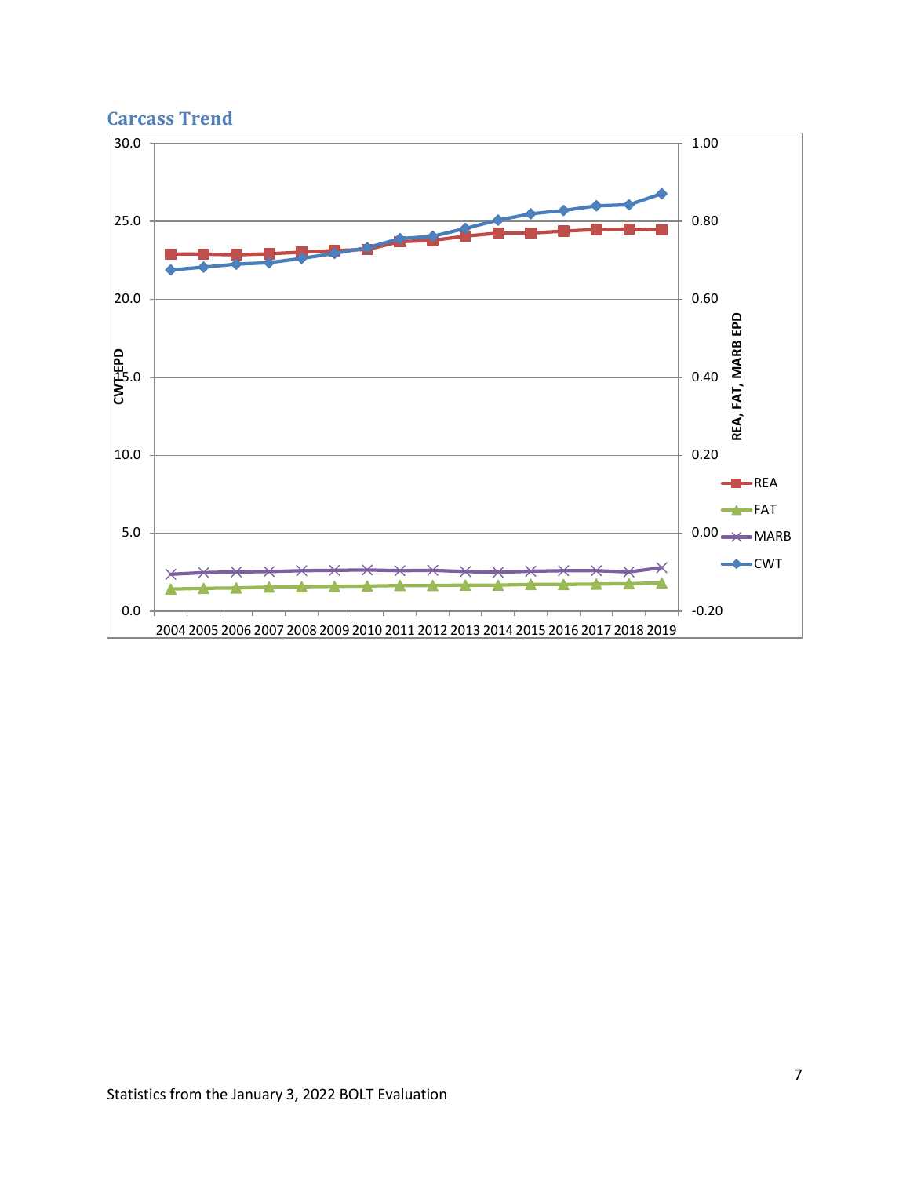## Carcass Trend

Statistics from the January 3, 2022 BOLT Evaluation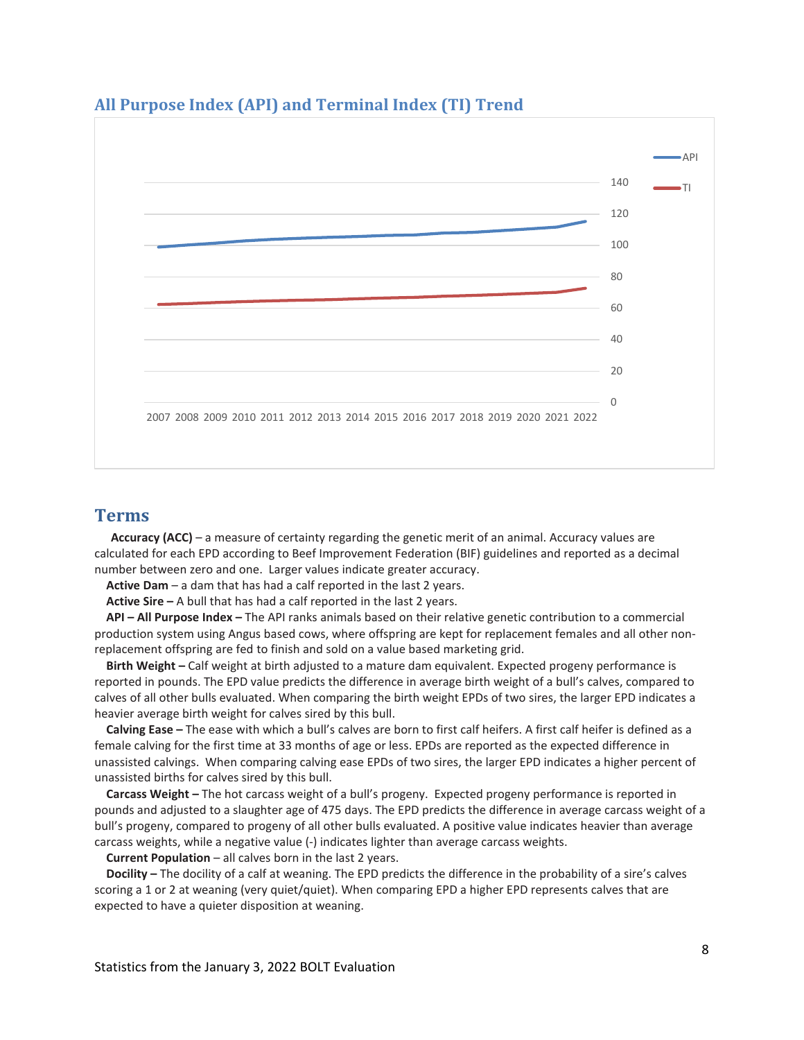## All Purpose Index (API) and Terminal Index (TI) Trend

## Terms

**Accuracy (ACC)** – a measure of certainty regarding the genetic merit of an animal. Accuracy values are calculated for each EPD according to Beef Improvement Federation (BIF) guidelines and reported as a decimal number between zero and one. Larger values indicate greater accuracy.

**Active Dam** – a dam that has had a calf reported in the last 2 years.

**Active Sire –** A bull that has had a calf reported in the last 2 years.

**API – All Purpose Index –** The API ranks animals based on their relative genetic contribution to a commercial production system using Angus based cows, where offspring are kept for replacement females and all other non-replacement offspring are fed to finish and sold on a value based marketing grid.

**Birth Weight –** Calf weight at birth adjusted to a mature dam equivalent. Expected progeny performance is reported in pounds. The EPD value predicts the difference in average birth weight of a bull's calves, compared to calves of all other bulls evaluated. When comparing the birth weight EPDs of two sires, the larger EPD indicates a heavier average birth weight for calves sired by this bull.

**Calving Ease –** The ease with which a bull's calves are born to first calf heifers. A first calf heifer is defined as a female calving for the first time at 33 months of age or less. EPDs are reported as the expected difference in unassisted calvings. When comparing calving ease EPDs of two sires, the larger EPD indicates a higher percent of unassisted births for calves sired by this bull.

**Carcass Weight –** The hot carcass weight of a bull's progeny. Expected progeny performance is reported in pounds and adjusted to a slaughter age of 475 days. The EPD predicts the difference in average carcass weight of a bull's progeny, compared to progeny of all other bulls evaluated. A positive value indicates heavier than average carcass weights, while a negative value (-) indicates lighter than average carcass weights.

**Current Population** – all calves born in the last 2 years.

**Docility –** The docility of a calf at weaning. The EPD predicts the difference in the probability of a sire's calves scoring a 1 or 2 at weaning (very quiet/quiet). When comparing EPD a higher EPD represents calves that are expected to have a quieter disposition at weaning.

Statistics from the January 3, 2022 BOLT Evaluation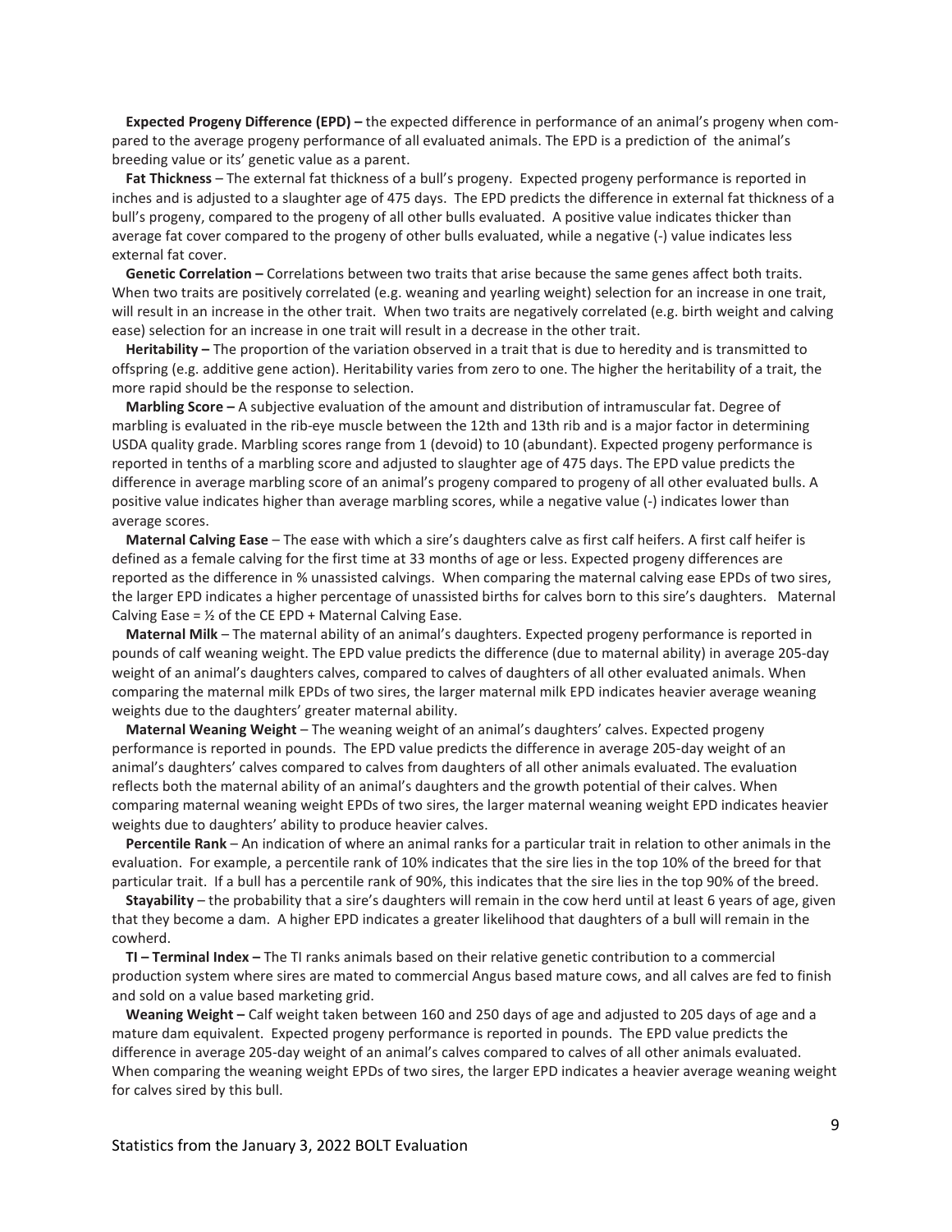**Expected Progeny Difference (EPD) –** the expected difference in performance of an animal's progeny when compared to the average progeny performance of all evaluated animals. The EPD is a prediction of the animal's breeding value or its' genetic value as a parent.

**Fat Thickness** – The external fat thickness of a bull's progeny. Expected progeny performance is reported in inches and is adjusted to a slaughter age of 475 days. The EPD predicts the difference in external fat thickness of a bull's progeny, compared to the progeny of all other bulls evaluated. A positive value indicates thicker than average fat cover compared to the progeny of other bulls evaluated, while a negative (-) value indicates less external fat cover.

**Genetic Correlation –** Correlations between two traits that arise because the same genes affect both traits. When two traits are positively correlated (e.g. weaning and yearling weight) selection for an increase in one trait, will result in an increase in the other trait. When two traits are negatively correlated (e.g. birth weight and calving ease) selection for an increase in one trait will result in a decrease in the other trait.

**Heritability –** The proportion of the variation observed in a trait that is due to heredity and is transmitted to offspring (e.g. additive gene action). Heritability varies from zero to one. The higher the heritability of a trait, the more rapid should be the response to selection.

**Marbling Score –** A subjective evaluation of the amount and distribution of intramuscular fat. Degree of marbling is evaluated in the rib-eye muscle between the 12th and 13th rib and is a major factor in determining USDA quality grade. Marbling scores range from 1 (devoid) to 10 (abundant). Expected progeny performance is reported in tenths of a marbling score and adjusted to slaughter age of 475 days. The EPD value predicts the difference in average marbling score of an animal's progeny compared to progeny of all other evaluated bulls. A positive value indicates higher than average marbling scores, while a negative value (-) indicates lower than average scores.

**Maternal Calving Ease** – The ease with which a sire's daughters calve as first calf heifers. A first calf heifer is defined as a female calving for the first time at 33 months of age or less. Expected progeny differences are reported as the difference in % unassisted calvings. When comparing the maternal calving ease EPDs of two sires, the larger EPD indicates a higher percentage of unassisted births for calves born to this sire's daughters. Maternal Calving Ease = ½ of the CE EPD + Maternal Calving Ease.

**Maternal Milk** – The maternal ability of an animal's daughters. Expected progeny performance is reported in pounds of calf weaning weight. The EPD value predicts the difference (due to maternal ability) in average 205-day weight of an animal's daughters calves, compared to calves of daughters of all other evaluated animals. When comparing the maternal milk EPDs of two sires, the larger maternal milk EPD indicates heavier average weaning weights due to the daughters' greater maternal ability.

**Maternal Weaning Weight** – The weaning weight of an animal's daughters' calves. Expected progeny performance is reported in pounds. The EPD value predicts the difference in average 205-day weight of an animal's daughters' calves compared to calves from daughters of all other animals evaluated. The evaluation reflects both the maternal ability of an animal's daughters and the growth potential of their calves. When comparing maternal weaning weight EPDs of two sires, the larger maternal weaning weight EPD indicates heavier weights due to daughters' ability to produce heavier calves.

**Percentile Rank** – An indication of where an animal ranks for a particular trait in relation to other animals in the evaluation. For example, a percentile rank of 10% indicates that the sire lies in the top 10% of the breed for that particular trait. If a bull has a percentile rank of 90%, this indicates that the sire lies in the top 90% of the breed.

**Stayability** – the probability that a sire's daughters will remain in the cow herd until at least 6 years of age, given that they become a dam. A higher EPD indicates a greater likelihood that daughters of a bull will remain in the cowherd.

**TI – Terminal Index –** The TI ranks animals based on their relative genetic contribution to a commercial production system where sires are mated to commercial Angus based mature cows, and all calves are fed to finish and sold on a value based marketing grid.

**Weaning Weight –** Calf weight taken between 160 and 250 days of age and adjusted to 205 days of age and a mature dam equivalent. Expected progeny performance is reported in pounds. The EPD value predicts the difference in average 205-day weight of an animal's calves compared to calves of all other animals evaluated. When comparing the weaning weight EPDs of two sires, the larger EPD indicates a heavier average weaning weight for calves sired by this bull.

Statistics from the January 3, 2022 BOLT Evaluation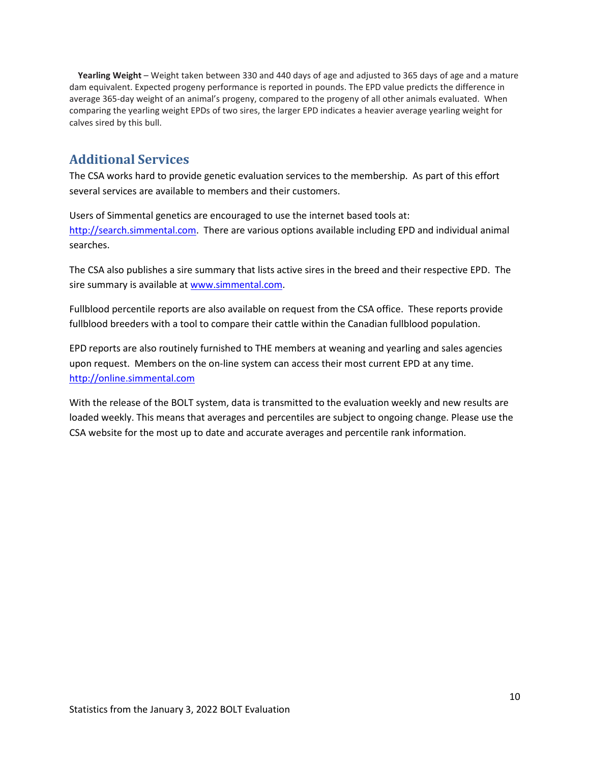**Yearling Weight** – Weight taken between 330 and 440 days of age and adjusted to 365 days of age and a mature dam equivalent. Expected progeny performance is reported in pounds. The EPD value predicts the difference in average 365-day weight of an animal's progeny, compared to the progeny of all other animals evaluated. When comparing the yearling weight EPDs of two sires, the larger EPD indicates a heavier average yearling weight for calves sired by this bull.

## Additional Services

The CSA works hard to provide genetic evaluation services to the membership. As part of this effort several services are available to members and their customers.

Users of Simmental genetics are encouraged to use the internet based tools at: http://search.simmental.com. There are various options available including EPD and individual animal searches.

The CSA also publishes a sire summary that lists active sires in the breed and their respective EPD. The sire summary is available at www.simmental.com.

Fullblood percentile reports are also available on request from the CSA office. These reports provide fullblood breeders with a tool to compare their cattle within the Canadian fullblood population.

EPD reports are also routinely furnished to THE members at weaning and yearling and sales agencies upon request. Members on the on-line system can access their most current EPD at any time. http://online.simmental.com

With the release of the BOLT system, data is transmitted to the evaluation weekly and new results are loaded weekly. This means that averages and percentiles are subject to ongoing change. Please use the CSA website for the most up to date and accurate averages and percentile rank information.